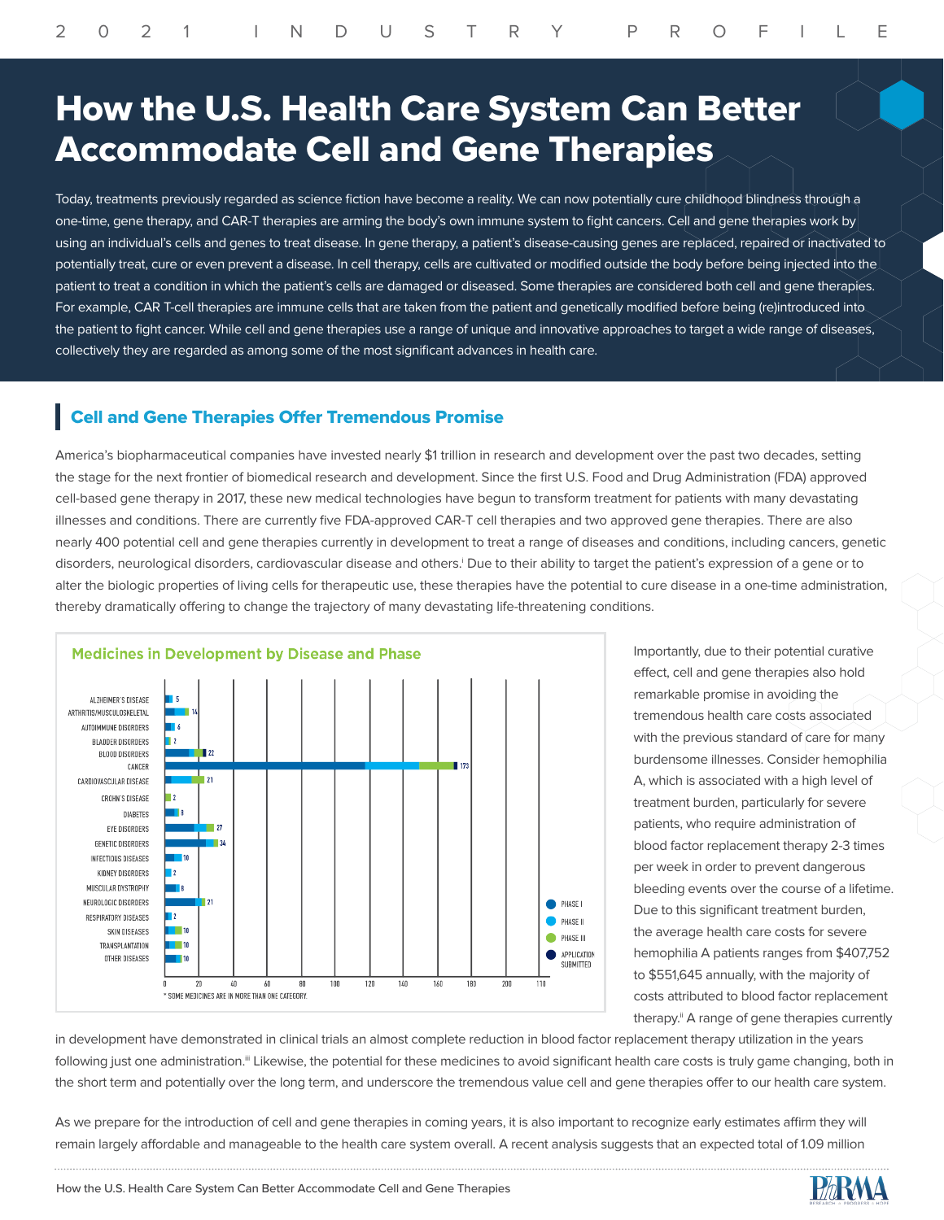# How the U.S. Health Care System Can Better Accommodate Cell and Gene Therapies

Today, treatments previously regarded as science fiction have become a reality. We can now potentially cure childhood blindness through a one-time, gene therapy, and CAR-T therapies are arming the body's own immune system to fight cancers. Cell and gene therapies work by using an individual's cells and genes to treat disease. In gene therapy, a patient's disease-causing genes are replaced, repaired or inactivated to potentially treat, cure or even prevent a disease. In cell therapy, cells are cultivated or modified outside the body before being injected into the patient to treat a condition in which the patient's cells are damaged or diseased. Some therapies are considered both cell and gene therapies. For example, CAR T-cell therapies are immune cells that are taken from the patient and genetically modified before being (re)introduced into the patient to fight cancer. While cell and gene therapies use a range of unique and innovative approaches to target a wide range of diseases, collectively they are regarded as among some of the most significant advances in health care.

## Cell and Gene Therapies Offer Tremendous Promise

America's biopharmaceutical companies have invested nearly $1 trillion in research and development over the past two decades, setting the stage for the next frontier of biomedical research and development. Since the first U.S. Food and Drug Administration (FDA) approved cell-based gene therapy in 2017, these new medical technologies have begun to transform treatment for patients with many devastating illnesses and conditions. There are currently five FDA-approved CAR-T cell therapies and two approved gene therapies. There are also nearly 400 potential cell and gene therapies currently in development to treat a range of diseases and conditions, including cancers, genetic disorders, neurological disorders, cardiovascular disease and others.[i] Due to their ability to target the patient's expression of a gene or to alter the biologic properties of living cells for therapeutic use, these therapies have the potential to cure disease in a one-time administration, thereby dramatically offering to change the trajectory of many devastating life-threatening conditions.

**Medicines in Development by Disease and Phase**

| Disease | Number of medicines |
|---|---|
| Alzheimer's Disease | 5 |
| Arthritis/Musculoskeletal | 14 |
| Autoimmune Disorders | 6 |
| Bladder Disorders | 2 |
| Blood Disorders | 22 |
| Cancer | 173 |
| Cardiovascular Disease | 21 |
| Crohn's Disease | 2 |
| Diabetes | 8 |
| Eye Disorders | 27 |
| Genetic Disorders | 34 |
| Infectious Diseases | 10 |
| Kidney Disorders | 2 |
| Muscular Dystrophy | 8 |
| Neurologic Disorders | 21 |
| Respiratory Diseases | 2 |
| Skin Diseases | 10 |
| Transplantation | 10 |
| Other Diseases | 10 |

Legend: Phase I, Phase II, Phase III, Application Submitted

* Some medicines are in more than one category.

Importantly, due to their potential curative effect, cell and gene therapies also hold remarkable promise in avoiding the tremendous health care costs associated with the previous standard of care for many burdensome illnesses. Consider hemophilia A, which is associated with a high level of treatment burden, particularly for severe patients, who require administration of blood factor replacement therapy 2-3 times per week in order to prevent dangerous bleeding events over the course of a lifetime. Due to this significant treatment burden, the average health care costs for severe hemophilia A patients ranges from $407,752 to $551,645 annually, with the majority of costs attributed to blood factor replacement therapy.[ii] A range of gene therapies currently in development have demonstrated in clinical trials an almost complete reduction in blood factor replacement therapy utilization in the years following just one administration.[iii] Likewise, the potential for these medicines to avoid significant health care costs is truly game changing, both in the short term and potentially over the long term, and underscore the tremendous value cell and gene therapies offer to our health care system.

As we prepare for the introduction of cell and gene therapies in coming years, it is also important to recognize early estimates affirm they will remain largely affordable and manageable to the health care system overall. A recent analysis suggests that an expected total of 1.09 million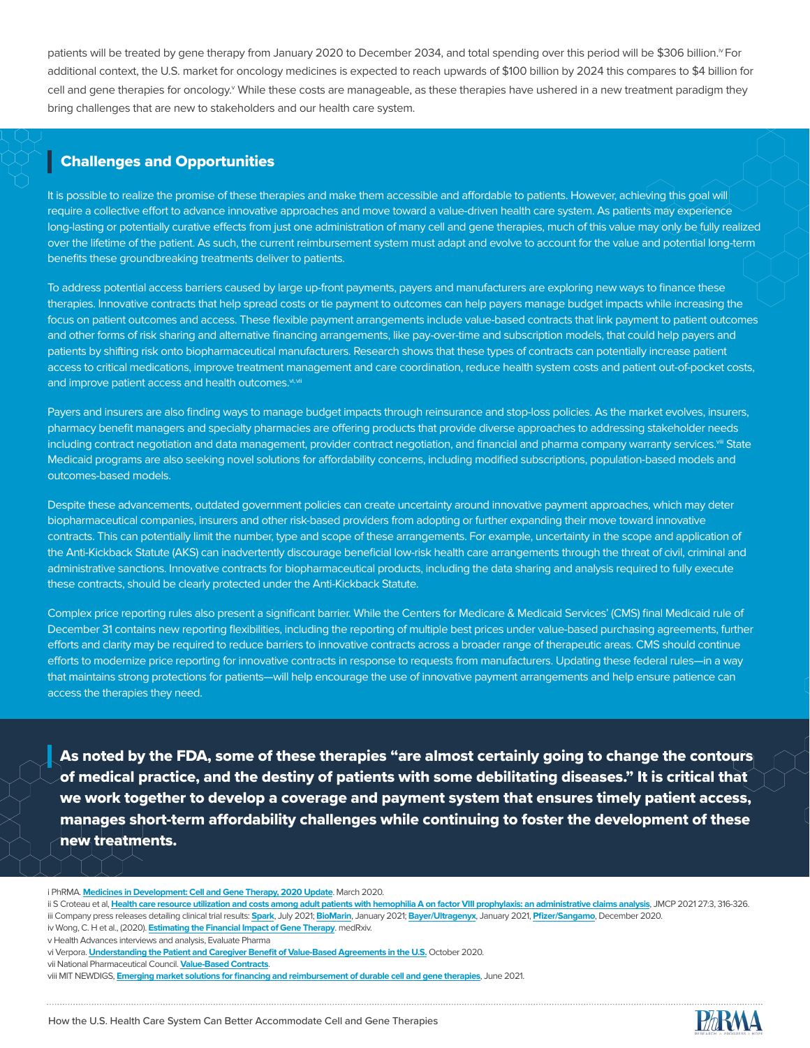patients will be treated by gene therapy from January 2020 to December 2034, and total spending over this period will be $306 billion.[iv] For additional context, the U.S. market for oncology medicines is expected to reach upwards of $100 billion by 2024 this compares to $4 billion for cell and gene therapies for oncology.[v] While these costs are manageable, as these therapies have ushered in a new treatment paradigm they bring challenges that are new to stakeholders and our health care system.

## Challenges and Opportunities

It is possible to realize the promise of these therapies and make them accessible and affordable to patients. However, achieving this goal will require a collective effort to advance innovative approaches and move toward a value-driven health care system. As patients may experience long-lasting or potentially curative effects from just one administration of many cell and gene therapies, much of this value may only be fully realized over the lifetime of the patient. As such, the current reimbursement system must adapt and evolve to account for the value and potential long-term benefits these groundbreaking treatments deliver to patients.

To address potential access barriers caused by large up-front payments, payers and manufacturers are exploring new ways to finance these therapies. Innovative contracts that help spread costs or tie payment to outcomes can help payers manage budget impacts while increasing the focus on patient outcomes and access. These flexible payment arrangements include value-based contracts that link payment to patient outcomes and other forms of risk sharing and alternative financing arrangements, like pay-over-time and subscription models, that could help payers and patients by shifting risk onto biopharmaceutical manufacturers. Research shows that these types of contracts can potentially increase patient access to critical medications, improve treatment management and care coordination, reduce health system costs and patient out-of-pocket costs, and improve patient access and health outcomes.[vi, vii]

Payers and insurers are also finding ways to manage budget impacts through reinsurance and stop-loss policies. As the market evolves, insurers, pharmacy benefit managers and specialty pharmacies are offering products that provide diverse approaches to addressing stakeholder needs including contract negotiation and data management, provider contract negotiation, and financial and pharma company warranty services.[viii] State Medicaid programs are also seeking novel solutions for affordability concerns, including modified subscriptions, population-based models and outcomes-based models.

Despite these advancements, outdated government policies can create uncertainty around innovative payment approaches, which may deter biopharmaceutical companies, insurers and other risk-based providers from adopting or further expanding their move toward innovative contracts. This can potentially limit the number, type and scope of these arrangements. For example, uncertainty in the scope and application of the Anti-Kickback Statute (AKS) can inadvertently discourage beneficial low-risk health care arrangements through the threat of civil, criminal and administrative sanctions. Innovative contracts for biopharmaceutical products, including the data sharing and analysis required to fully execute these contracts, should be clearly protected under the Anti-Kickback Statute.

Complex price reporting rules also present a significant barrier. While the Centers for Medicare & Medicaid Services' (CMS) final Medicaid rule of December 31 contains new reporting flexibilities, including the reporting of multiple best prices under value-based purchasing agreements, further efforts and clarity may be required to reduce barriers to innovative contracts across a broader range of therapeutic areas. CMS should continue efforts to modernize price reporting for innovative contracts in response to requests from manufacturers. Updating these federal rules—in a way that maintains strong protections for patients—will help encourage the use of innovative payment arrangements and help ensure patience can access the therapies they need.

**As noted by the FDA, some of these therapies "are almost certainly going to change the contours of medical practice, and the destiny of patients with some debilitating diseases." It is critical that we work together to develop a coverage and payment system that ensures timely patient access, manages short-term affordability challenges while continuing to foster the development of these new treatments.**

i PhRMA. Medicines in Development: Cell and Gene Therapy, 2020 Update. March 2020.
ii S Croteau et al, Health care resource utilization and costs among adult patients with hemophilia A on factor VIII prophylaxis: an administrative claims analysis, JMCP 2021 27:3, 316-326.
iii Company press releases detailing clinical trial results: Spark, July 2021; BioMarin, January 2021; Bayer/Ultragenyx, January 2021, Pfizer/Sangamo, December 2020.
iv Wong, C. H et al., (2020). Estimating the Financial Impact of Gene Therapy. medRxiv.
v Health Advances interviews and analysis, Evaluate Pharma
vi Verpora. Understanding the Patient and Caregiver Benefit of Value-Based Agreements in the U.S. October 2020.
vii National Pharmaceutical Council. Value-Based Contracts.
viii MIT NEWDIGS, Emerging market solutions for financing and reimbursement of durable cell and gene therapies, June 2021.